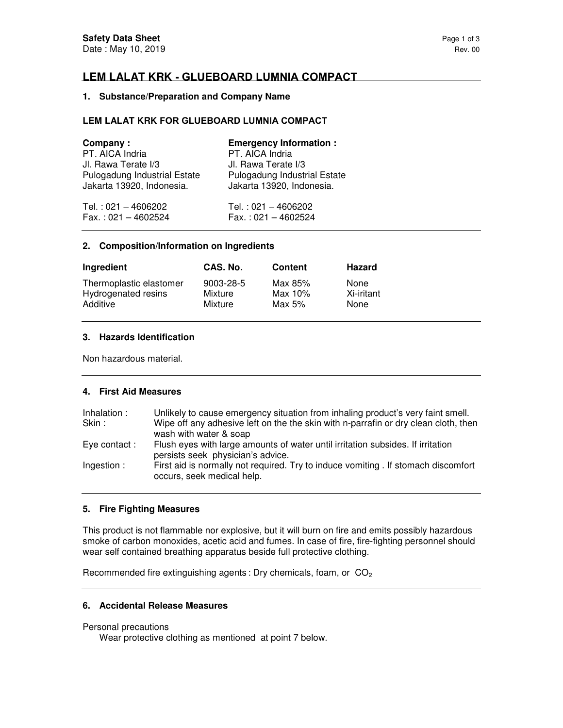Safety Data Sheet
Date : May 10, 2019

Rev. 00

# LEM LALAT KRK - GLUEBOARD LUMNIA COMPACT

## 1. Substance/Preparation and Company Name

**LEM LALAT KRK FOR GLUEBOARD LUMNIA COMPACT**

**Company :**
PT. AICA Indria
Jl. Rawa Terate I/3
Pulogadung Industrial Estate
Jakarta 13920, Indonesia.

Tel. : 021 – 4606202
Fax. : 021 – 4602524

**Emergency Information :**
PT. AICA Indria
Jl. Rawa Terate I/3
Pulogadung Industrial Estate
Jakarta 13920, Indonesia.

Tel. : 021 – 4606202
Fax. : 021 – 4602524

## 2. Composition/Information on Ingredients

| Ingredient | CAS. No. | Content | Hazard |
|---|---|---|---|
| Thermoplastic elastomer | 9003-28-5 | Max 85% | None |
| Hydrogenated resins | Mixture | Max 10% | Xi-iritant |
| Additive | Mixture | Max 5% | None |

## 3. Hazards Identification

Non hazardous material.

## 4. First Aid Measures

| | |
|---|---|
| Inhalation : | Unlikely to cause emergency situation from inhaling product's very faint smell. |
| Skin : | Wipe off any adhesive left on the the skin with n-parrafin or dry clean cloth, then wash with water & soap |
| Eye contact : | Flush eyes with large amounts of water until irritation subsides. If irritation persists seek physician's advice. |
| Ingestion : | First aid is normally not required. Try to induce vomiting . If stomach discomfort occurs, seek medical help. |

## 5. Fire Fighting Measures

This product is not flammable nor explosive, but it will burn on fire and emits possibly hazardous smoke of carbon monoxides, acetic acid and fumes. In case of fire, fire-fighting personnel should wear self contained breathing apparatus beside full protective clothing.

Recommended fire extinguishing agents : Dry chemicals, foam, or $CO_2$

## 6. Accidental Release Measures

Personal precautions

Wear protective clothing as mentioned at point 7 below.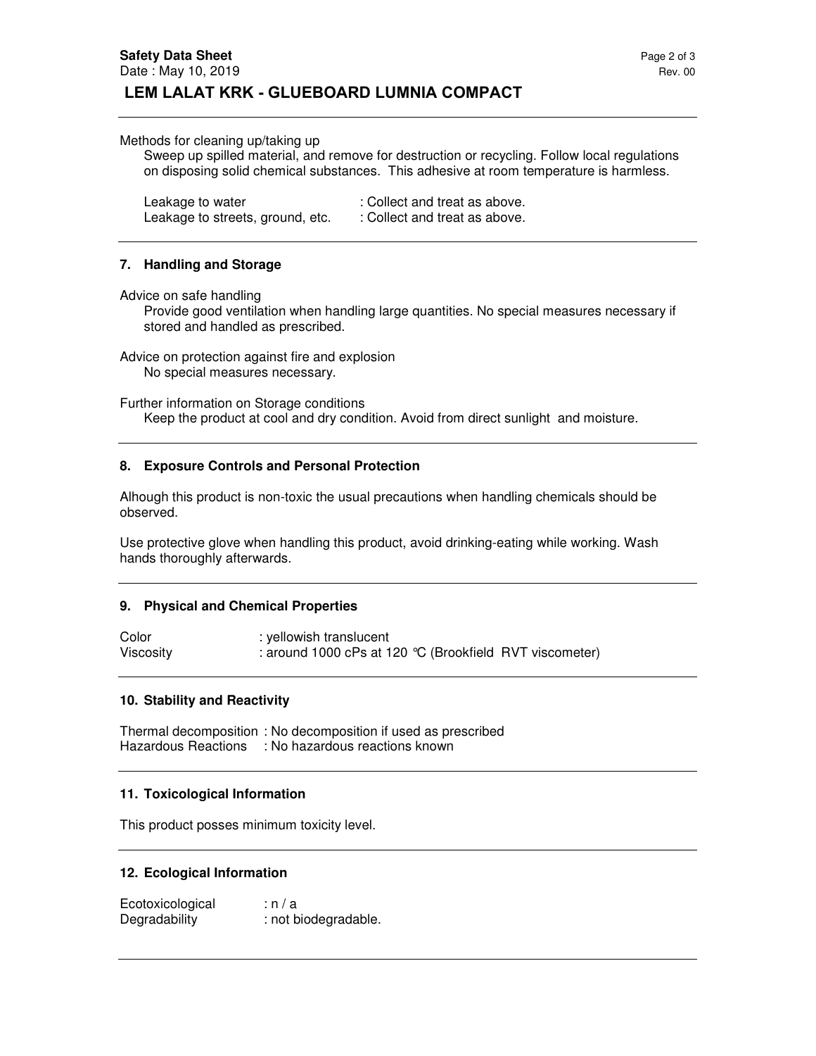Methods for cleaning up/taking up

Sweep up spilled material, and remove for destruction or recycling. Follow local regulations on disposing solid chemical substances. This adhesive at room temperature is harmless.

| | |
|---|---|
| Leakage to water | : Collect and treat as above. |
| Leakage to streets, ground, etc. | : Collect and treat as above. |

## 7. Handling and Storage

Advice on safe handling

Provide good ventilation when handling large quantities. No special measures necessary if stored and handled as prescribed.

Advice on protection against fire and explosion

No special measures necessary.

Further information on Storage conditions

Keep the product at cool and dry condition. Avoid from direct sunlight and moisture.

## 8. Exposure Controls and Personal Protection

Alhough this product is non-toxic the usual precautions when handling chemicals should be observed.

Use protective glove when handling this product, avoid drinking-eating while working. Wash hands thoroughly afterwards.

## 9. Physical and Chemical Properties

| | |
|---|---|
| Color | : yellowish translucent |
| Viscosity | : around 1000 cPs at 120 °C (Brookfield RVT viscometer) |

## 10. Stability and Reactivity

| | |
|---|---|
| Thermal decomposition | : No decomposition if used as prescribed |
| Hazardous Reactions | : No hazardous reactions known |

## 11. Toxicological Information

This product posses minimum toxicity level.

## 12. Ecological Information

| | |
|---|---|
| Ecotoxicological | : n / a |
| Degradability | : not biodegradable. |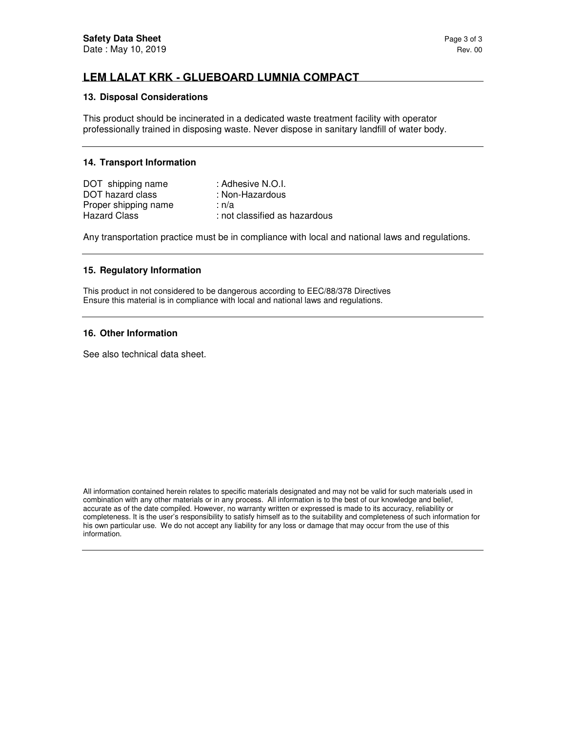## LEM LALAT KRK - GLUEBOARD LUMNIA COMPACT

### 13. Disposal Considerations

This product should be incinerated in a dedicated waste treatment facility with operator professionally trained in disposing waste. Never dispose in sanitary landfill of water body.

### 14. Transport Information

| | |
|---|---|
| DOT shipping name | : Adhesive N.O.I. |
| DOT hazard class | : Non-Hazardous |
| Proper shipping name | : n/a |
| Hazard Class | : not classified as hazardous |

Any transportation practice must be in compliance with local and national laws and regulations.

### 15. Regulatory Information

This product in not considered to be dangerous according to EEC/88/378 Directives
Ensure this material is in compliance with local and national laws and regulations.

### 16. Other Information

See also technical data sheet.

All information contained herein relates to specific materials designated and may not be valid for such materials used in combination with any other materials or in any process. All information is to the best of our knowledge and belief, accurate as of the date compiled. However, no warranty written or expressed is made to its accuracy, reliability or completeness. It is the user's responsibility to satisfy himself as to the suitability and completeness of such information for his own particular use. We do not accept any liability for any loss or damage that may occur from the use of this information.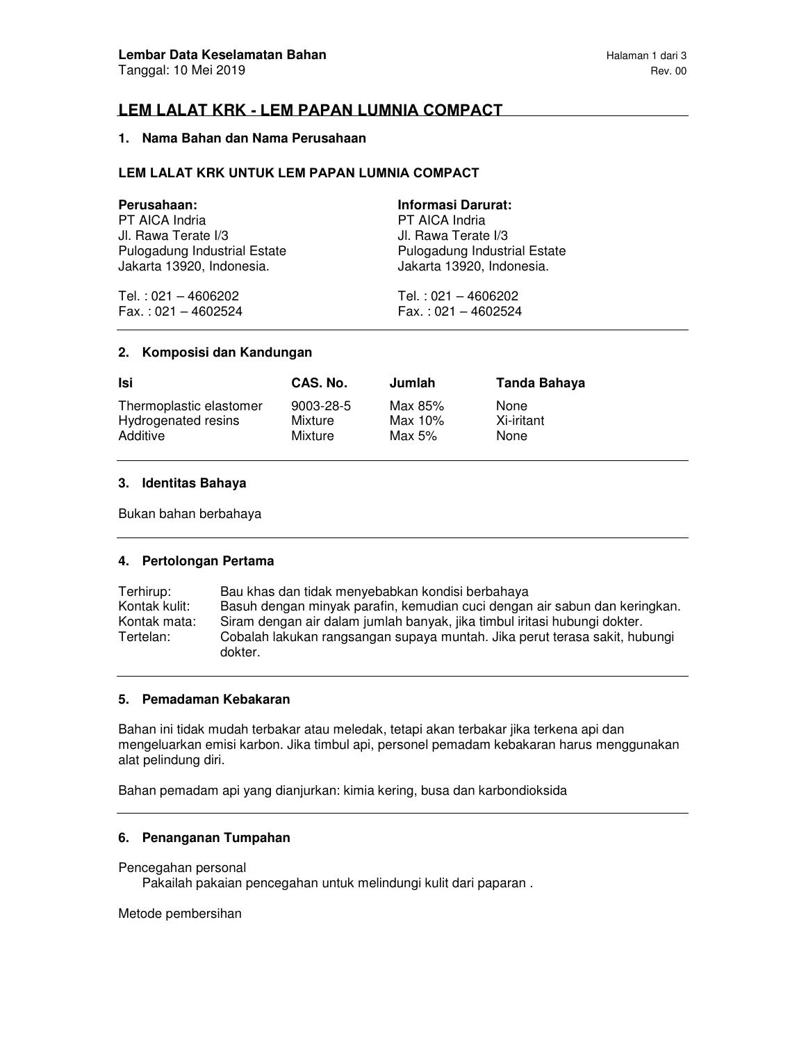**Lembar Data Keselamatan Bahan**
Tanggal: 10 Mei 2019

Rev. 00

# LEM LALAT KRK - LEM PAPAN LUMNIA COMPACT

## 1. Nama Bahan dan Nama Perusahaan

**LEM LALAT KRK UNTUK LEM PAPAN LUMNIA COMPACT**

**Perusahaan:**
PT AICA Indria
Jl. Rawa Terate I/3
Pulogadung Industrial Estate
Jakarta 13920, Indonesia.

Tel. : 021 – 4606202
Fax. : 021 – 4602524

**Informasi Darurat:**
PT AICA Indria
Jl. Rawa Terate I/3
Pulogadung Industrial Estate
Jakarta 13920, Indonesia.

Tel. : 021 – 4606202
Fax. : 021 – 4602524

## 2. Komposisi dan Kandungan

| Isi | CAS. No. | Jumlah | Tanda Bahaya |
|---|---|---|---|
| Thermoplastic elastomer | 9003-28-5 | Max 85% | None |
| Hydrogenated resins | Mixture | Max 10% | Xi-iritant |
| Additive | Mixture | Max 5% | None |

## 3. Identitas Bahaya

Bukan bahan berbahaya

## 4. Pertolongan Pertama

| | |
|---|---|
| Terhirup: | Bau khas dan tidak menyebabkan kondisi berbahaya |
| Kontak kulit: | Basuh dengan minyak parafin, kemudian cuci dengan air sabun dan keringkan. |
| Kontak mata: | Siram dengan air dalam jumlah banyak, jika timbul iritasi hubungi dokter. |
| Tertelan: | Cobalah lakukan rangsangan supaya muntah. Jika perut terasa sakit, hubungi dokter. |

## 5. Pemadaman Kebakaran

Bahan ini tidak mudah terbakar atau meledak, tetapi akan terbakar jika terkena api dan mengeluarkan emisi karbon. Jika timbul api, personel pemadam kebakaran harus menggunakan alat pelindung diri.

Bahan pemadam api yang dianjurkan: kimia kering, busa dan karbondioksida

## 6. Penanganan Tumpahan

Pencegahan personal

Pakailah pakaian pencegahan untuk melindungi kulit dari paparan .

Metode pembersihan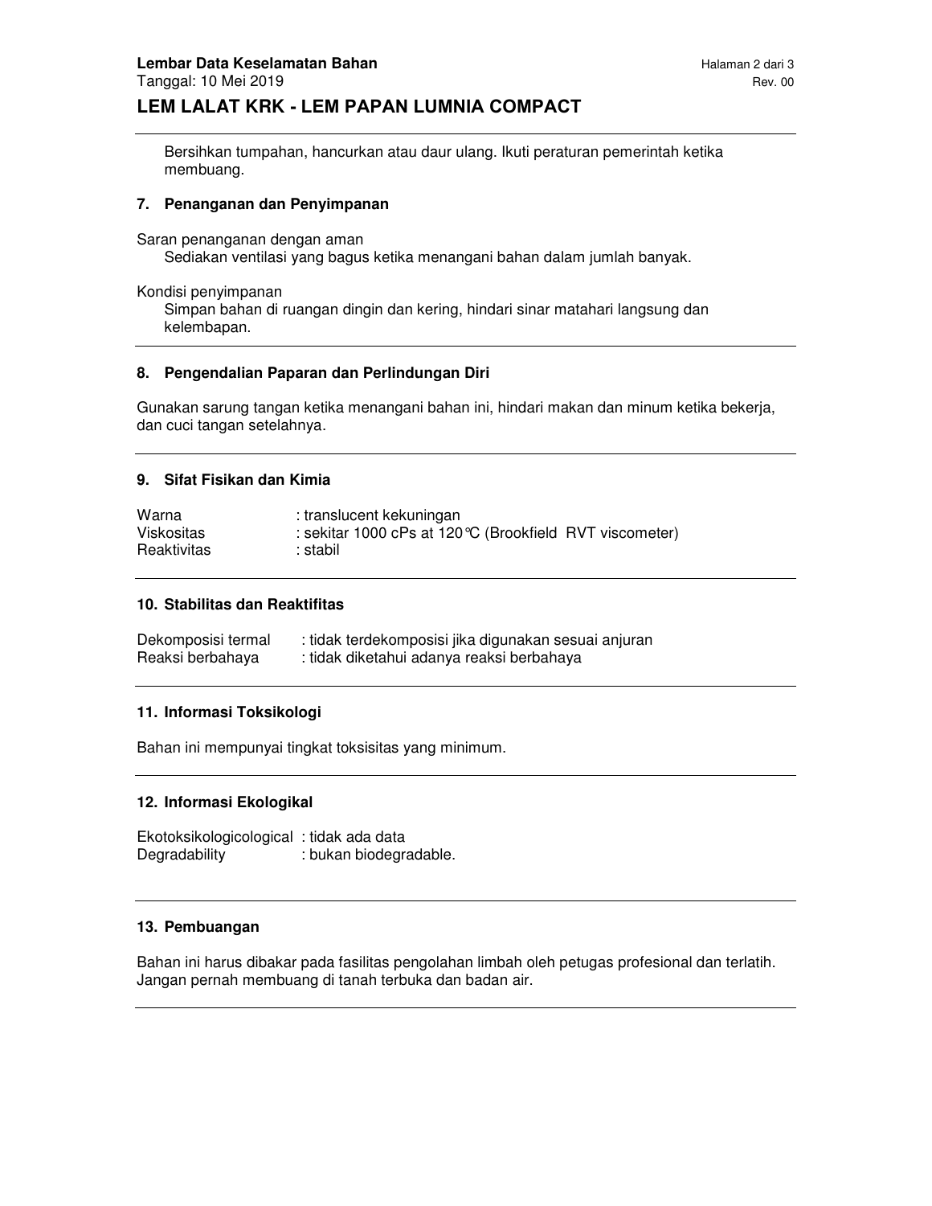Bersihkan tumpahan, hancurkan atau daur ulang. Ikuti peraturan pemerintah ketika membuang.

## 7. Penanganan dan Penyimpanan

Saran penanganan dengan aman

Sediakan ventilasi yang bagus ketika menangani bahan dalam jumlah banyak.

Kondisi penyimpanan

Simpan bahan di ruangan dingin dan kering, hindari sinar matahari langsung dan kelembapan.

## 8. Pengendalian Paparan dan Perlindungan Diri

Gunakan sarung tangan ketika menangani bahan ini, hindari makan dan minum ketika bekerja, dan cuci tangan setelahnya.

## 9. Sifat Fisikan dan Kimia

| | |
|---|---|
| Warna | : translucent kekuningan |
| Viskositas | : sekitar 1000 cPs at 120°C (Brookfield RVT viscometer) |
| Reaktivitas | : stabil |

## 10. Stabilitas dan Reaktifitas

| | |
|---|---|
| Dekomposisi termal | : tidak terdekomposisi jika digunakan sesuai anjuran |
| Reaksi berbahaya | : tidak diketahui adanya reaksi berbahaya |

## 11. Informasi Toksikologi

Bahan ini mempunyai tingkat toksisitas yang minimum.

## 12. Informasi Ekologikal

| | |
|---|---|
| Ekotoksikologicological | : tidak ada data |
| Degradability | : bukan biodegradable. |

## 13. Pembuangan

Bahan ini harus dibakar pada fasilitas pengolahan limbah oleh petugas profesional dan terlatih. Jangan pernah membuang di tanah terbuka dan badan air.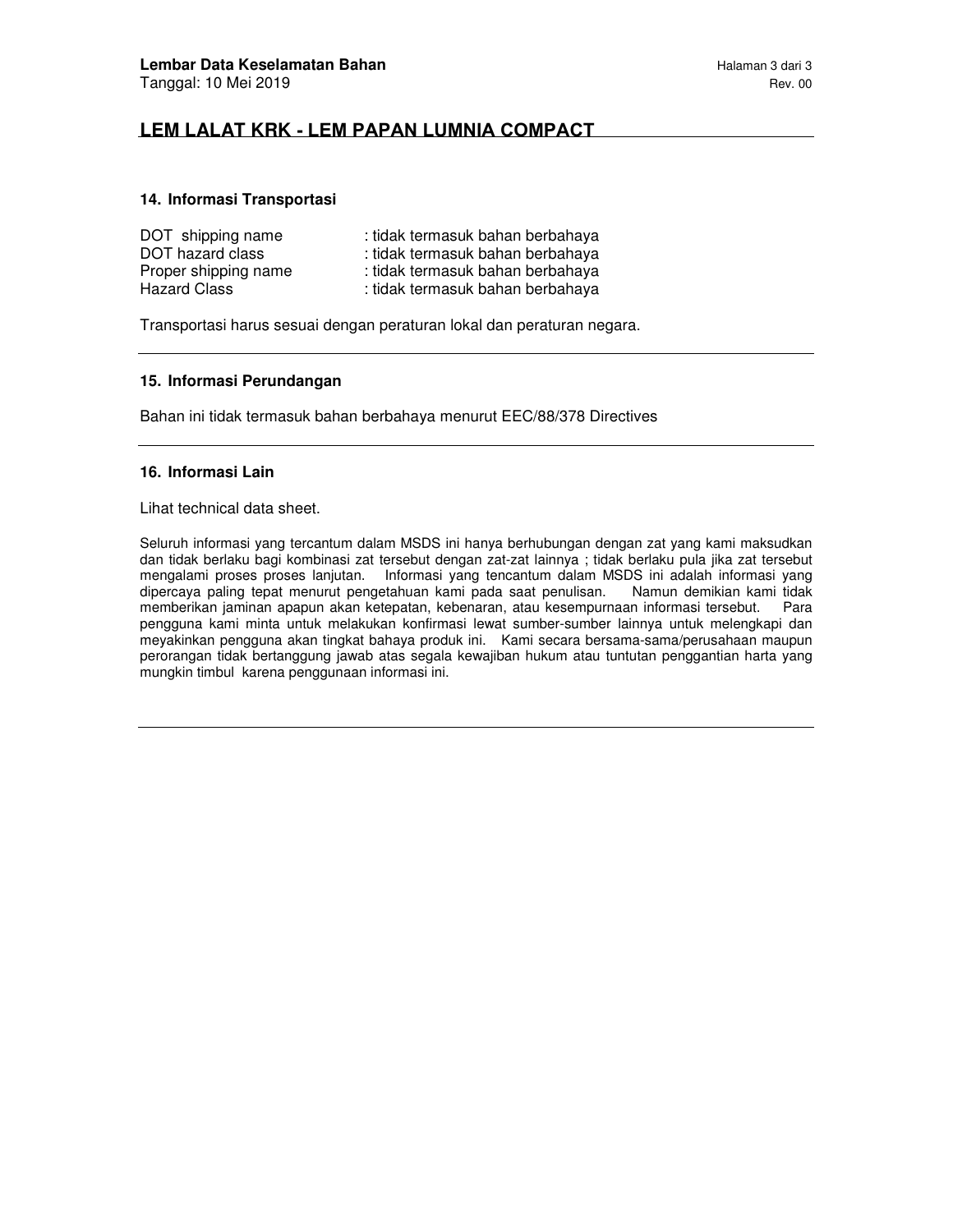## LEM LALAT KRK - LEM PAPAN LUMNIA COMPACT

### 14. Informasi Transportasi

| | |
|---|---|
| DOT shipping name | : tidak termasuk bahan berbahaya |
| DOT hazard class | : tidak termasuk bahan berbahaya |
| Proper shipping name | : tidak termasuk bahan berbahaya |
| Hazard Class | : tidak termasuk bahan berbahaya |

Transportasi harus sesuai dengan peraturan lokal dan peraturan negara.

---

### 15. Informasi Perundangan

Bahan ini tidak termasuk bahan berbahaya menurut EEC/88/378 Directives

---

### 16. Informasi Lain

Lihat technical data sheet.

Seluruh informasi yang tercantum dalam MSDS ini hanya berhubungan dengan zat yang kami maksudkan dan tidak berlaku bagi kombinasi zat tersebut dengan zat-zat lainnya ; tidak berlaku pula jika zat tersebut mengalami proses proses lanjutan. Informasi yang tencantum dalam MSDS ini adalah informasi yang dipercaya paling tepat menurut pengetahuan kami pada saat penulisan. Namun demikian kami tidak memberikan jaminan apapun akan ketepatan, kebenaran, atau kesempurnaan informasi tersebut. Para pengguna kami minta untuk melakukan konfirmasi lewat sumber-sumber lainnya untuk melengkapi dan meyakinkan pengguna akan tingkat bahaya produk ini. Kami secara bersama-sama/perusahaan maupun perorangan tidak bertanggung jawab atas segala kewajiban hukum atau tuntutan penggantian harta yang mungkin timbul karena penggunaan informasi ini.